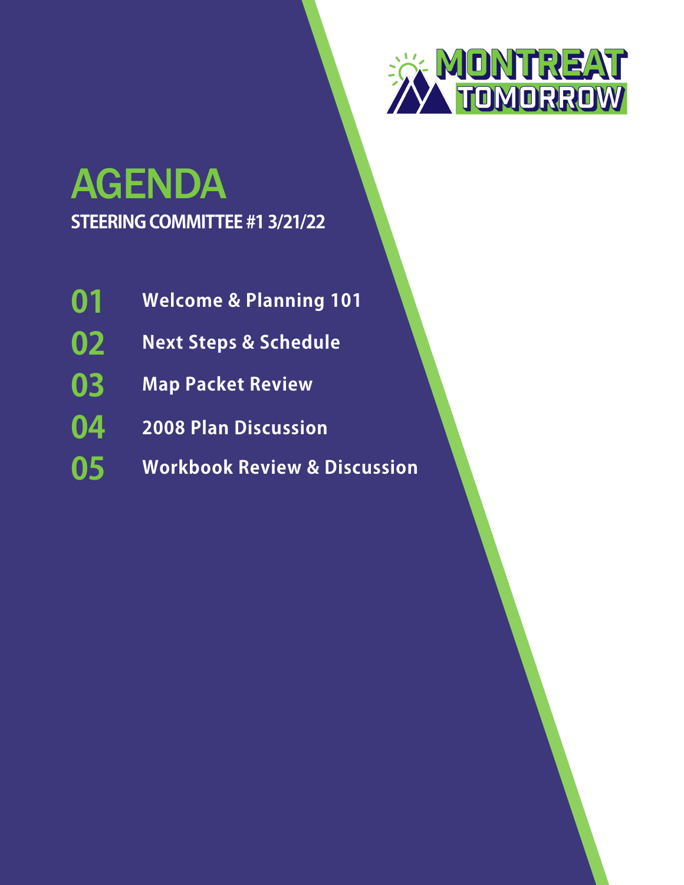MONTREAT TOMORROW

# AGENDA

## STEERING COMMITTEE #1 3/21/22

**01** **Welcome & Planning 101**

**02** **Next Steps & Schedule**

**03** **Map Packet Review**

**04** **2008 Plan Discussion**

**05** **Workbook Review & Discussion**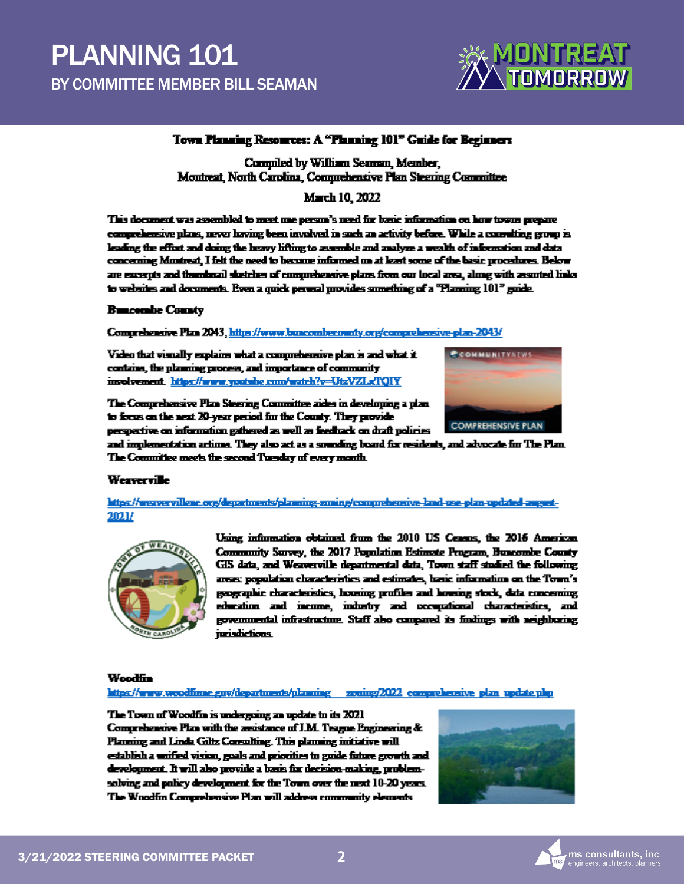# PLANNING 101

## BY COMMITTEE MEMBER BILL SEAMAN

**Town Planning Resources: A "Planning 101" Guide for Beginners**

Compiled by William Seaman, Member,
Montreat, North Carolina, Comprehensive Plan Steering Committee

March 10, 2022

This document was assembled to meet one person's need for basic information on how towns prepare comprehensive plans, never having been involved in such an activity before. While a consulting group is leading the effort and doing the heavy lifting to assemble and analyze a wealth of information and data concerning Montreat, I felt the need to become informed on at least some of the basic procedures. Below are excerpts and thumbnail sketches of comprehensive plans from our local area, along with assorted links to websites and documents. Even a quick perusal provides something of a "Planning 101" guide.

**Buncombe County**

Comprehensive Plan 2043, https://www.buncombecounty.org/comprehensive-plan-2043/

Video that visually explains what a comprehensive plan is and what it contains, the planning process, and importance of community involvement. https://www.youtube.com/watch?v=UtzVZLxTQIY

The Comprehensive Plan Steering Committee aides in developing a plan to focus on the next 20-year period for the County. They provide perspective on information gathered as well as feedback on draft policies and implementation actions. They also act as a sounding board for residents, and advocate for The Plan. The Committee meets the second Tuesday of every month.

**Weaverville**

https://weavervillenc.org/departments/planning-zoning/comprehensive-land-use-plan-updated-august-2021/

Using information obtained from the 2010 US Census, the 2016 American Community Survey, the 2017 Population Estimate Program, Buncombe County GIS data, and Weaverville departmental data, Town staff studied the following areas: population characteristics and estimates, basic information on the Town's geographic characteristics, housing profiles and housing stock, data concerning education and income, industry and occupational characteristics, and governmental infrastructure. Staff also compared its findings with neighboring jurisdictions.

**Woodfin**

https://www.woodfinnc.gov/departments/planning__zoning/2022_comprehensive_plan_update.php

The Town of Woodfin is undergoing an update to its 2021 Comprehensive Plan with the assistance of J.M. Teague Engineering & Planning and Linda Giltz Consulting. This planning initiative will establish a unified vision, goals and priorities to guide future growth and development. It will also provide a basis for decision-making, problem-solving and policy development for the Town over the next 10-20 years. The Woodfin Comprehensive Plan will address community elements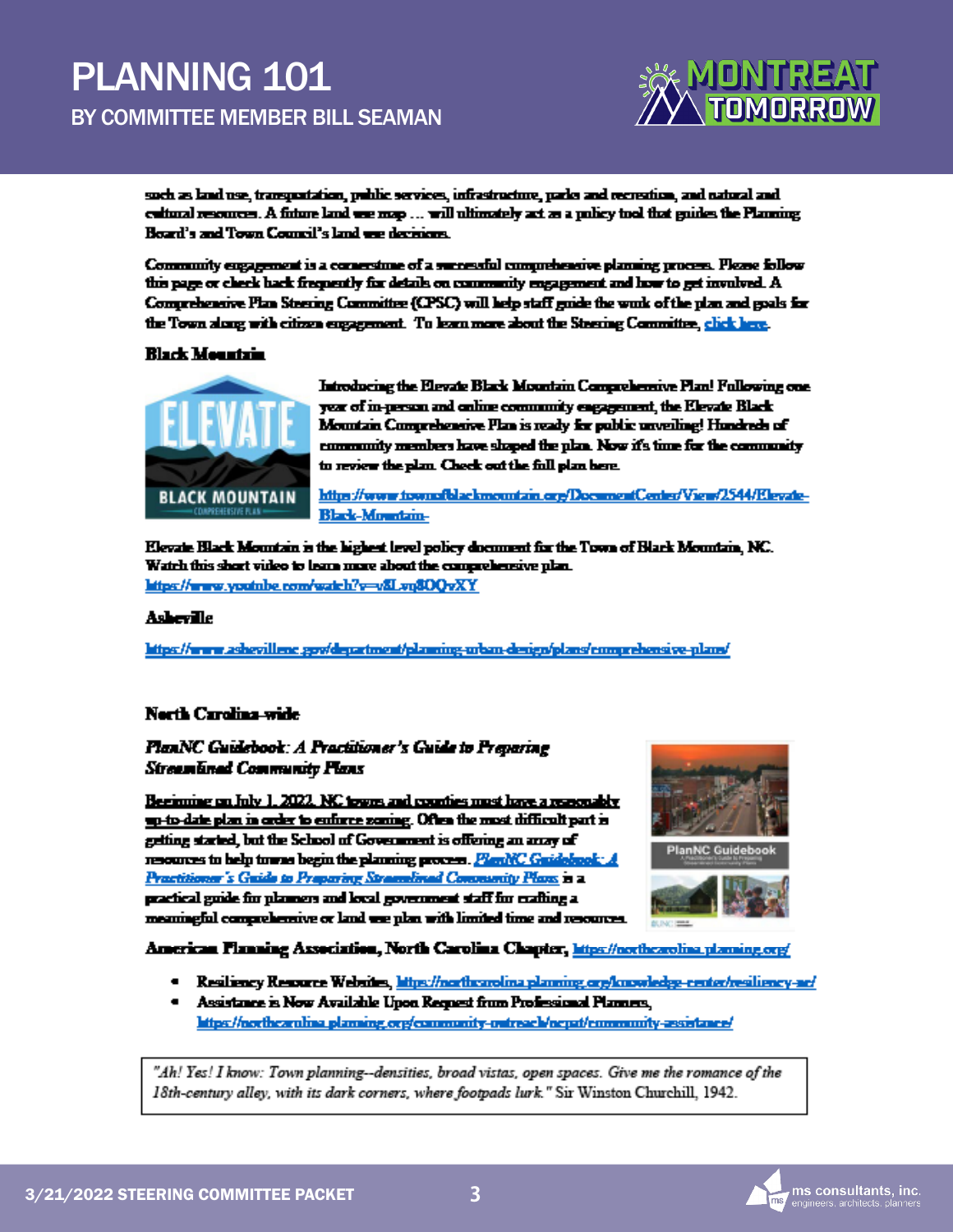# PLANNING 101

## BY COMMITTEE MEMBER BILL SEAMAN

such as land use, transportation, public services, infrastructure, parks and recreation, and natural and cultural resources. A future land use map … will ultimately act as a policy tool that guides the Planning Board's and Town Council's land use decisions.

Community engagement is a cornerstone of a successful comprehensive planning process. Please follow this page or check back frequently for details on community engagement and how to get involved. A Comprehensive Plan Steering Committee (CPSC) will help staff guide the work of the plan and goals for the Town along with citizen engagement. To learn more about the Steering Committee, click here.

**Black Mountain**

Introducing the Elevate Black Mountain Comprehensive Plan! Following one year of in-person and online community engagement, the Elevate Black Mountain Comprehensive Plan is ready for public unveiling! Hundreds of community members have shaped the plan. Now it's time for the community to review the plan. Check out the full plan here.

https://www.townofblackmountain.org/DocumentCenter/View/2544/Elevate-Black-Mountain-

Elevate Black Mountain is the highest level policy document for the Town of Black Mountain, NC. Watch this short video to learn more about the comprehensive plan.
https://www.youtube.com/watch?v=v8Lvq8OQvXY

**Asheville**

https://www.ashevillenc.gov/department/planning-urban-design/plans/comprehensive-plans/

**North Carolina-wide**

***PlanNC Guidebook: A Practitioner's Guide to Preparing Streamlined Community Plans***

Beginning on July 1, 2022, NC towns and counties must have a reasonably up-to-date plan in order to enforce zoning. Often the most difficult part is getting started, but the School of Government is offering an array of resources to help towns begin the planning process. *PlanNC Guidebook: A Practitioner's Guide to Preparing Streamlined Community Plans* is a practical guide for planners and local government staff for crafting a meaningful comprehensive or land use plan with limited time and resources.

**American Planning Association, North Carolina Chapter,** https://northcarolina.planning.org/

- Resiliency Resource Websites, https://northcarolina.planning.org/knowledge-center/resiliency-nc/
- Assistance is Now Available Upon Request from Professional Planners, https://northcarolina.planning.org/community-outreach/ncpat/community-assistance/

> *"Ah! Yes! I know: Town planning--densities, broad vistas, open spaces. Give me the romance of the 18th-century alley, with its dark corners, where footpads lurk."* Sir Winston Churchill, 1942.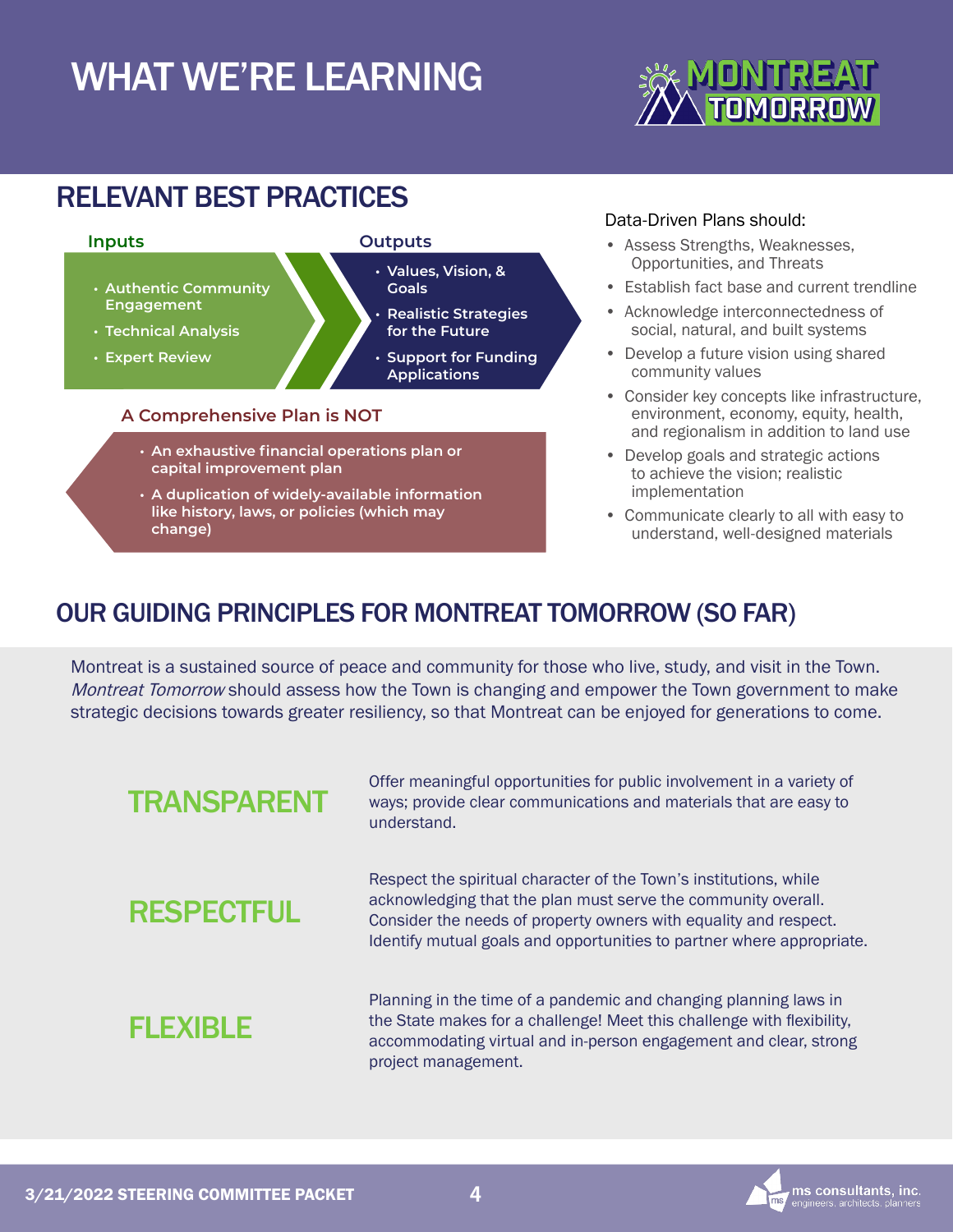# WHAT WE'RE LEARNING

## RELEVANT BEST PRACTICES

**Inputs**

- Authentic Community Engagement
- Technical Analysis
- Expert Review

**Outputs**

- Values, Vision, & Goals
- Realistic Strategies for the Future
- Support for Funding Applications

**A Comprehensive Plan is NOT**

- An exhaustive financial operations plan or capital improvement plan
- A duplication of widely-available information like history, laws, or policies (which may change)

Data-Driven Plans should:

- Assess Strengths, Weaknesses, Opportunities, and Threats
- Establish fact base and current trendline
- Acknowledge interconnectedness of social, natural, and built systems
- Develop a future vision using shared community values
- Consider key concepts like infrastructure, environment, economy, equity, health, and regionalism in addition to land use
- Develop goals and strategic actions to achieve the vision; realistic implementation
- Communicate clearly to all with easy to understand, well-designed materials

## OUR GUIDING PRINCIPLES FOR MONTREAT TOMORROW (SO FAR)

Montreat is a sustained source of peace and community for those who live, study, and visit in the Town. *Montreat Tomorrow* should assess how the Town is changing and empower the Town government to make strategic decisions towards greater resiliency, so that Montreat can be enjoyed for generations to come.

**TRANSPARENT**

Offer meaningful opportunities for public involvement in a variety of ways; provide clear communications and materials that are easy to understand.

**RESPECTFUL**

Respect the spiritual character of the Town's institutions, while acknowledging that the plan must serve the community overall. Consider the needs of property owners with equality and respect. Identify mutual goals and opportunities to partner where appropriate.

**FLEXIBLE**

Planning in the time of a pandemic and changing planning laws in the State makes for a challenge! Meet this challenge with flexibility, accommodating virtual and in-person engagement and clear, strong project management.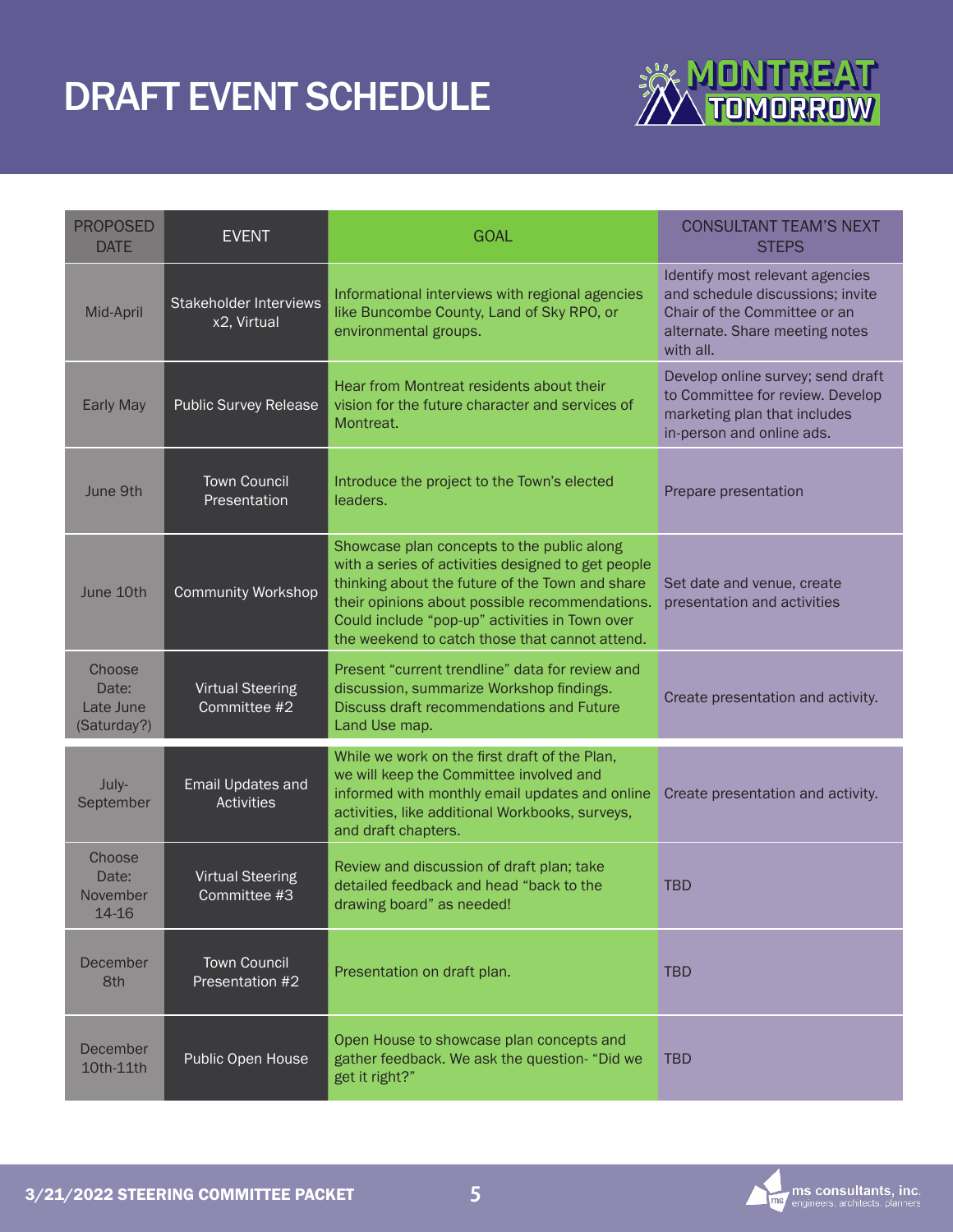# DRAFT EVENT SCHEDULE

| PROPOSED DATE | EVENT | GOAL | CONSULTANT TEAM'S NEXT STEPS |
|---|---|---|---|
| Mid-April | Stakeholder Interviews x2, Virtual | Informational interviews with regional agencies like Buncombe County, Land of Sky RPO, or environmental groups. | Identify most relevant agencies and schedule discussions; invite Chair of the Committee or an alternate. Share meeting notes with all. |
| Early May | Public Survey Release | Hear from Montreat residents about their vision for the future character and services of Montreat. | Develop online survey; send draft to Committee for review. Develop marketing plan that includes in-person and online ads. |
| June 9th | Town Council Presentation | Introduce the project to the Town's elected leaders. | Prepare presentation |
| June 10th | Community Workshop | Showcase plan concepts to the public along with a series of activities designed to get people thinking about the future of the Town and share their opinions about possible recommendations. Could include "pop-up" activities in Town over the weekend to catch those that cannot attend. | Set date and venue, create presentation and activities |
| Choose Date: Late June (Saturday?) | Virtual Steering Committee #2 | Present "current trendline" data for review and discussion, summarize Workshop findings. Discuss draft recommendations and Future Land Use map. | Create presentation and activity. |
| July-September | Email Updates and Activities | While we work on the first draft of the Plan, we will keep the Committee involved and informed with monthly email updates and online activities, like additional Workbooks, surveys, and draft chapters. | Create presentation and activity. |
| Choose Date: November 14-16 | Virtual Steering Committee #3 | Review and discussion of draft plan; take detailed feedback and head "back to the drawing board" as needed! | TBD |
| December 8th | Town Council Presentation #2 | Presentation on draft plan. | TBD |
| December 10th-11th | Public Open House | Open House to showcase plan concepts and gather feedback. We ask the question- "Did we get it right?" | TBD |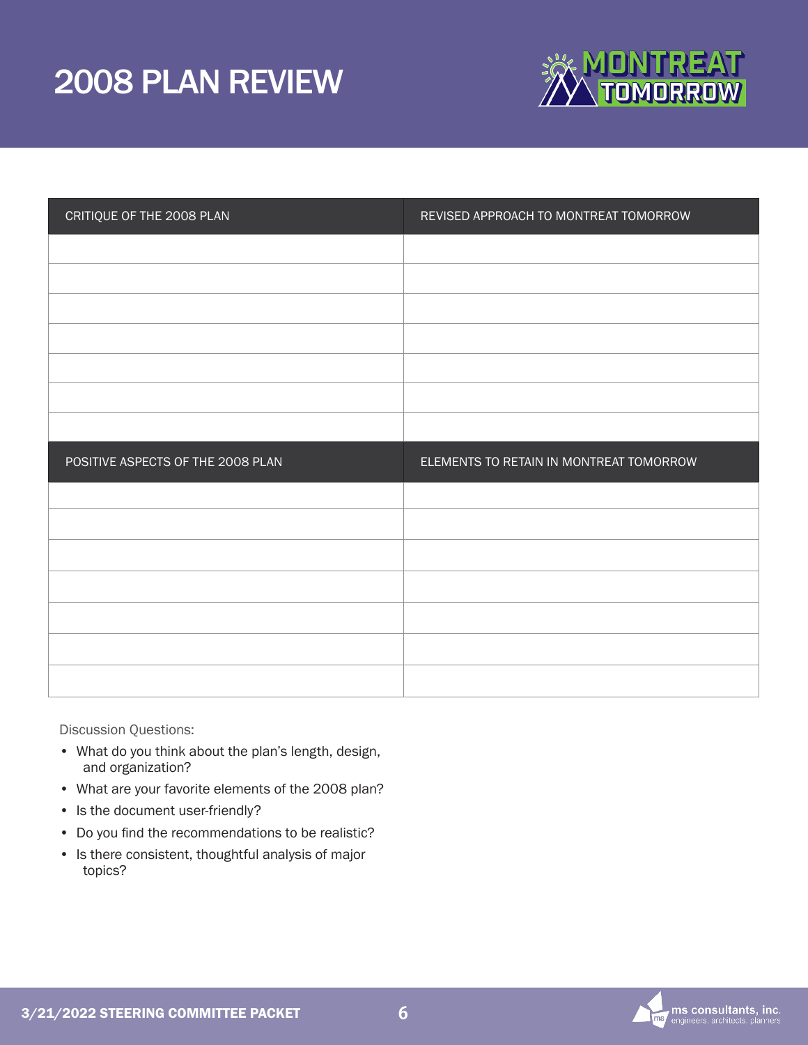# 2008 PLAN REVIEW

| CRITIQUE OF THE 2008 PLAN | REVISED APPROACH TO MONTREAT TOMORROW |
|---|---|
| | |
| | |
| | |
| | |
| | |
| | |
| | |

| POSITIVE ASPECTS OF THE 2008 PLAN | ELEMENTS TO RETAIN IN MONTREAT TOMORROW |
|---|---|
| | |
| | |
| | |
| | |
| | |
| | |
| | |

Discussion Questions:

- What do you think about the plan's length, design, and organization?
- What are your favorite elements of the 2008 plan?
- Is the document user-friendly?
- Do you find the recommendations to be realistic?
- Is there consistent, thoughtful analysis of major topics?